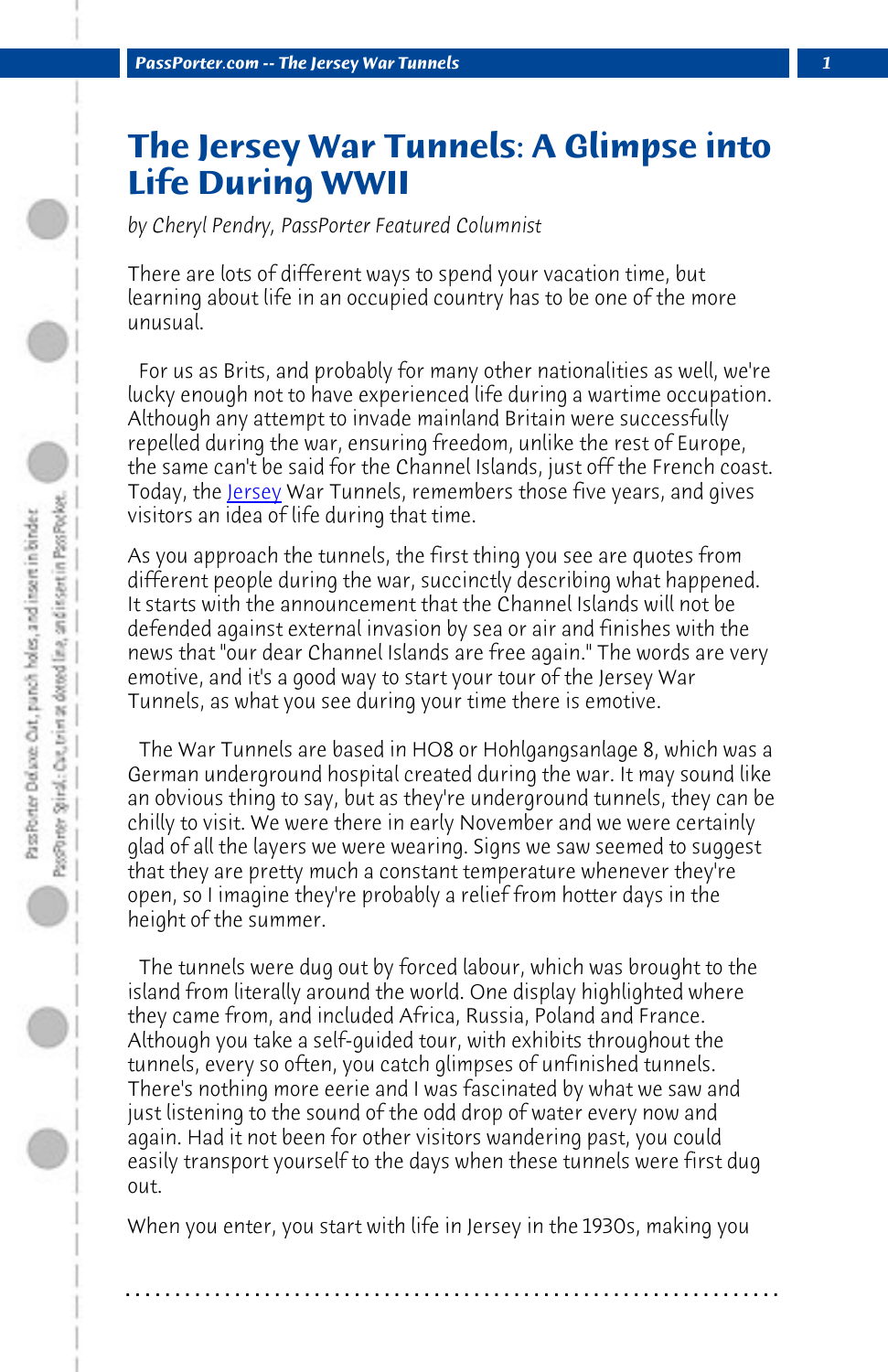# The Jersey War Tunnels: A Glimpse into Life During WWII

*by Cheryl Pendry, PassPorter Featured Columnist*

There are lots of different ways to spend your vacation time, but learning about life in an occupied country has to be one of the more unusual.

For us as Brits, and probably for many other nationalities as well, we're lucky enough not to have experienced life during a wartime occupation. Although any attempt to invade mainland Britain were successfully repelled during the war, ensuring freedom, unlike the rest of Europe, the same can't be said for the Channel Islands, just off the French coast. Today, the Jersey War Tunnels, remembers those five years, and gives visitors an idea of life during that time.

As you approach the tunnels, the first thing you see are quotes from different people during the war, succinctly describing what happened. It starts with the announcement that the Channel Islands will not be defended against external invasion by sea or air and finishes with the news that "our dear Channel Islands are free again." The words are very emotive, and it's a good way to start your tour of the Jersey War Tunnels, as what you see during your time there is emotive.

The War Tunnels are based in HO8 or Hohlgangsanlage 8, which was a German underground hospital created during the war. It may sound like an obvious thing to say, but as they're underground tunnels, they can be chilly to visit. We were there in early November and we were certainly glad of all the layers we were wearing. Signs we saw seemed to suggest that they are pretty much a constant temperature whenever they're open, so I imagine they're probably a relief from hotter days in the height of the summer.

The tunnels were dug out by forced labour, which was brought to the island from literally around the world. One display highlighted where they came from, and included Africa, Russia, Poland and France. Although you take a self-guided tour, with exhibits throughout the tunnels, every so often, you catch glimpses of unfinished tunnels. There's nothing more eerie and I was fascinated by what we saw and just listening to the sound of the odd drop of water every now and again. Had it not been for other visitors wandering past, you could easily transport yourself to the days when these tunnels were first dug out.

When you enter, you start with life in Jersey in the 1930s, making you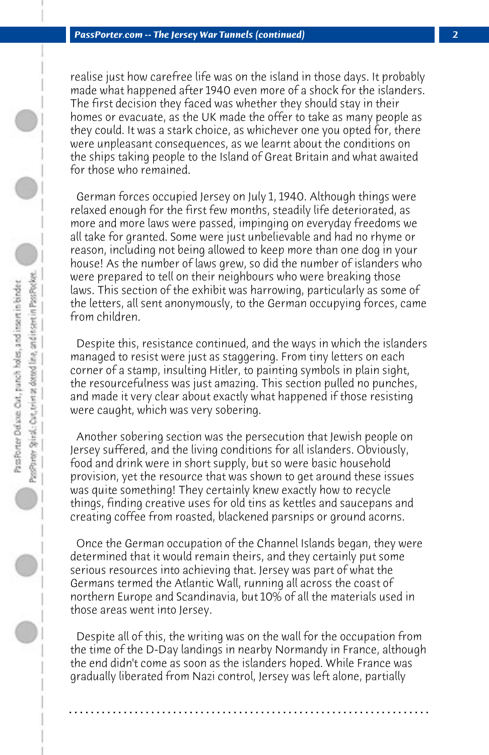realise just how carefree life was on the island in those days. It probably made what happened after 1940 even more of a shock for the islanders. The first decision they faced was whether they should stay in their homes or evacuate, as the UK made the offer to take as many people as they could. It was a stark choice, as whichever one you opted for, there were unpleasant consequences, as we learnt about the conditions on the ships taking people to the Island of Great Britain and what awaited for those who remained.

German forces occupied Jersey on July 1, 1940. Although things were relaxed enough for the first few months, steadily life deteriorated, as more and more laws were passed, impinging on everyday freedoms we all take for granted. Some were just unbelievable and had no rhyme or reason, including not being allowed to keep more than one dog in your house! As the number of laws grew, so did the number of islanders who were prepared to tell on their neighbours who were breaking those laws. This section of the exhibit was harrowing, particularly as some of the letters, all sent anonymously, to the German occupying forces, came from children.

Despite this, resistance continued, and the ways in which the islanders managed to resist were just as staggering. From tiny letters on each corner of a stamp, insulting Hitler, to painting symbols in plain sight, the resourcefulness was just amazing. This section pulled no punches, and made it very clear about exactly what happened if those resisting were caught, which was very sobering.

Another sobering section was the persecution that Jewish people on Jersey suffered, and the living conditions for all islanders. Obviously, food and drink were in short supply, but so were basic household provision, yet the resource that was shown to get around these issues was quite something! They certainly knew exactly how to recycle things, finding creative uses for old tins as kettles and saucepans and creating coffee from roasted, blackened parsnips or ground acorns.

Once the German occupation of the Channel Islands began, they were determined that it would remain theirs, and they certainly put some serious resources into achieving that. Jersey was part of what the Germans termed the Atlantic Wall, running all across the coast of northern Europe and Scandinavia, but 10% of all the materials used in those areas went into Jersey.

Despite all of this, the writing was on the wall for the occupation from the time of the D-Day landings in nearby Normandy in France, although the end didn't come as soon as the islanders hoped. While France was gradually liberated from Nazi control, Jersey was left alone, partially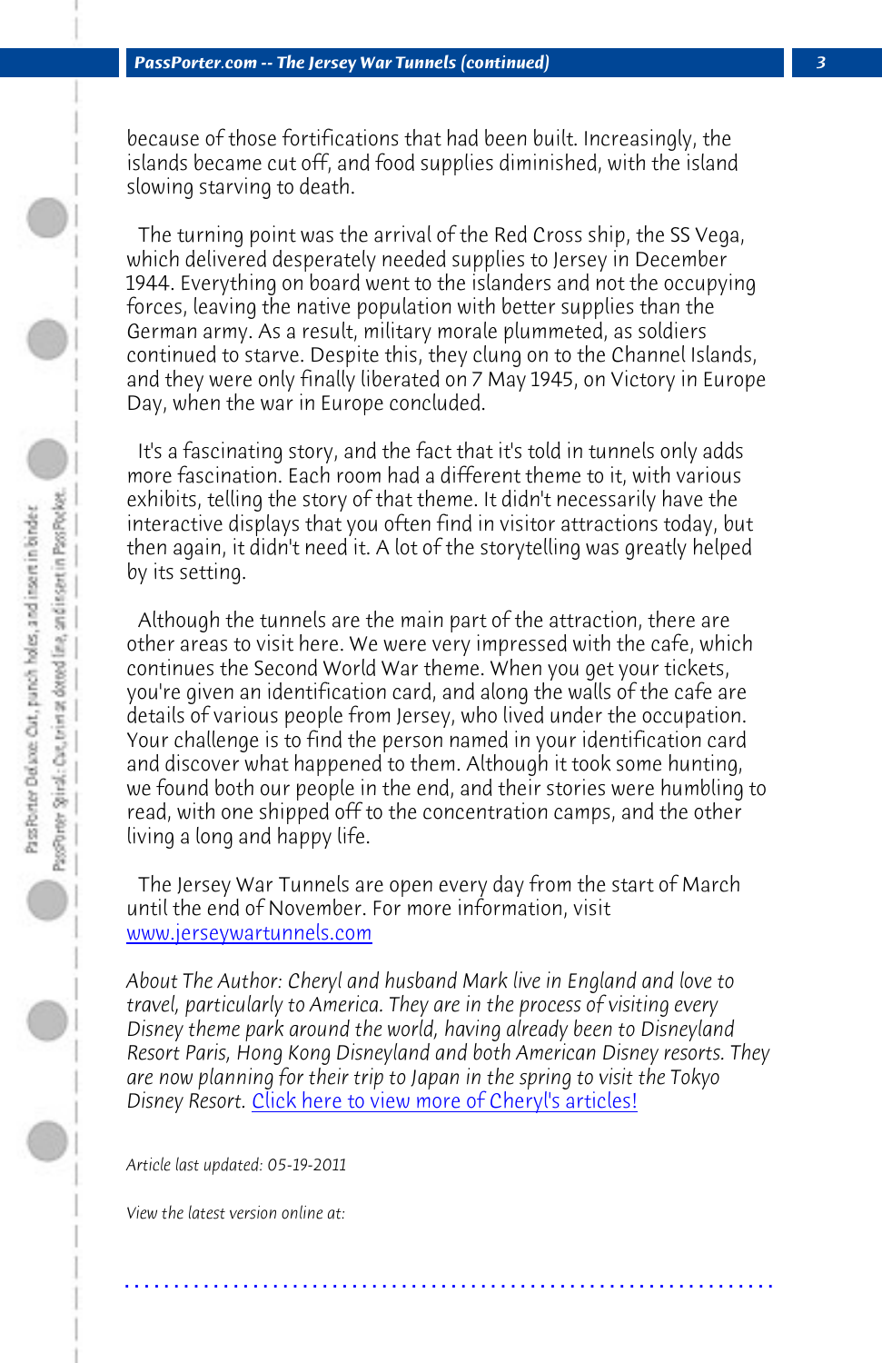because of those fortifications that had been built. Increasingly, the islands became cut off, and food supplies diminished, with the island slowing starving to death.

The turning point was the arrival of the Red Cross ship, the SS Vega, which delivered desperately needed supplies to Jersey in December 1944. Everything on board went to the islanders and not the occupying forces, leaving the native population with better supplies than the German army. As a result, military morale plummeted, as soldiers continued to starve. Despite this, they clung on to the Channel Islands, and they were only finally liberated on 7 May 1945, on Victory in Europe Day, when the war in Europe concluded.

It's a fascinating story, and the fact that it's told in tunnels only adds more fascination. Each room had a different theme to it, with various exhibits, telling the story of that theme. It didn't necessarily have the interactive displays that you often find in visitor attractions today, but then again, it didn't need it. A lot of the storytelling was greatly helped by its setting.

Although the tunnels are the main part of the attraction, there are other areas to visit here. We were very impressed with the cafe, which continues the Second World War theme. When you get your tickets, you're given an identification card, and along the walls of the cafe are details of various people from Jersey, who lived under the occupation. Your challenge is to find the person named in your identification card and discover what happened to them. Although it took some hunting, we found both our people in the end, and their stories were humbling to read, with one shipped off to the concentration camps, and the other living a long and happy life.

The Jersey War Tunnels are open every day from the start of March until the end of November. For more information, visit [www.jerseywartunnels.com](http://www.jerseywartunnels.com)

*About The Author: Cheryl and husband Mark live in England and love to travel, particularly to America. They are in the process of visiting every Disney theme park around the world, having already been to Disneyland Resort Paris, Hong Kong Disneyland and both American Disney resorts. They are now planning for their trip to Japan in the spring to visit the Tokyo Disney Resort.* Click here to view more of Cheryl's articles!

*Article last updated: 05-19-2011*

*View the latest version online at:*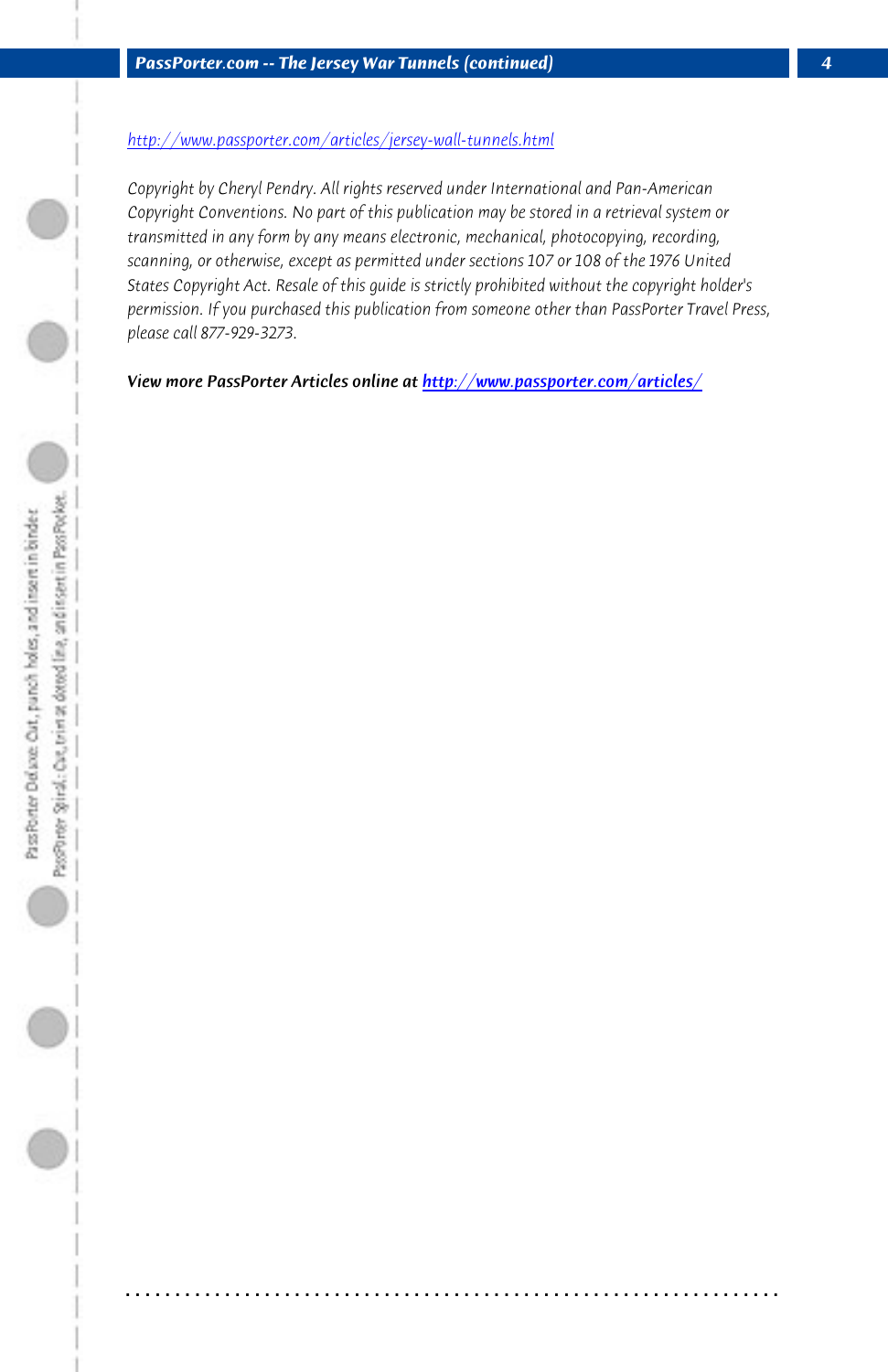http://www.passporter.com/articles/jersey-wall-tunnels.html

*Copyright by Cheryl Pendry. All rights reserved under International and Pan-American Copyright Conventions. No part of this publication may be stored in a retrieval system or transmitted in any form by any means electronic, mechanical, photocopying, recording, scanning, or otherwise, except as permitted under sections 107 or 108 of the 1976 United States Copyright Act. Resale of this guide is strictly prohibited without the copyright holder's permission. If you purchased this publication from someone other than PassPorter Travel Press, please call 877-929-3273.*

**View more PassPorter Articles online at http://www.passporter.com/articles/**